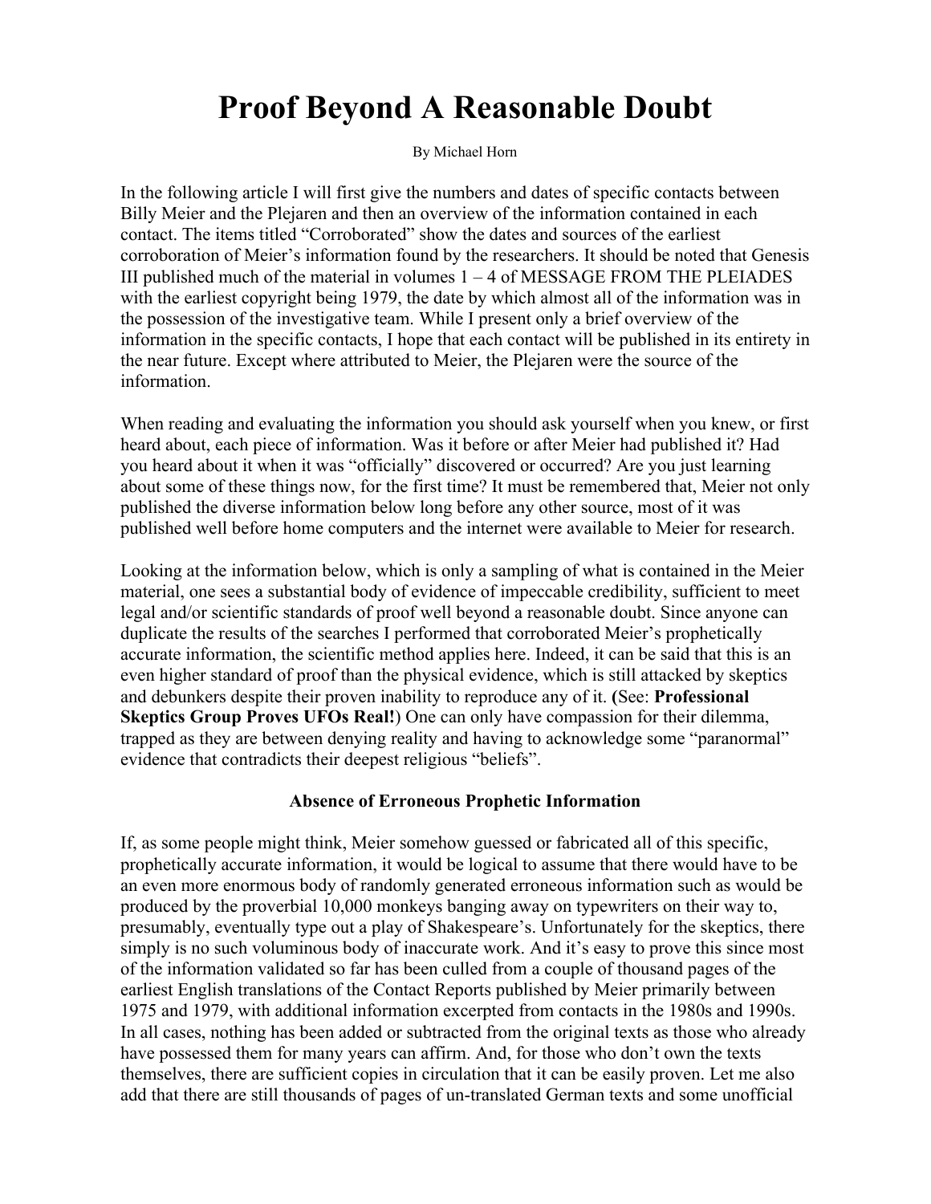# Proof Beyond A Reasonable Doubt

By Michael Horn

In the following article I will first give the numbers and dates of specific contacts between Billy Meier and the Plejaren and then an overview of the information contained in each contact. The items titled "Corroborated" show the dates and sources of the earliest corroboration of Meier's information found by the researchers. It should be noted that Genesis III published much of the material in volumes 1 – 4 of MESSAGE FROM THE PLEIADES with the earliest copyright being 1979, the date by which almost all of the information was in the possession of the investigative team. While I present only a brief overview of the information in the specific contacts, I hope that each contact will be published in its entirety in the near future. Except where attributed to Meier, the Plejaren were the source of the information.

When reading and evaluating the information you should ask yourself when you knew, or first heard about, each piece of information. Was it before or after Meier had published it? Had you heard about it when it was "officially" discovered or occurred? Are you just learning about some of these things now, for the first time? It must be remembered that, Meier not only published the diverse information below long before any other source, most of it was published well before home computers and the internet were available to Meier for research.

Looking at the information below, which is only a sampling of what is contained in the Meier material, one sees a substantial body of evidence of impeccable credibility, sufficient to meet legal and/or scientific standards of proof well beyond a reasonable doubt. Since anyone can duplicate the results of the searches I performed that corroborated Meier's prophetically accurate information, the scientific method applies here. Indeed, it can be said that this is an even higher standard of proof than the physical evidence, which is still attacked by skeptics and debunkers despite their proven inability to reproduce any of it. (See: **Professional Skeptics Group Proves UFOs Real!**) One can only have compassion for their dilemma, trapped as they are between denying reality and having to acknowledge some "paranormal" evidence that contradicts their deepest religious "beliefs".

### Absence of Erroneous Prophetic Information

If, as some people might think, Meier somehow guessed or fabricated all of this specific, prophetically accurate information, it would be logical to assume that there would have to be an even more enormous body of randomly generated erroneous information such as would be produced by the proverbial 10,000 monkeys banging away on typewriters on their way to, presumably, eventually type out a play of Shakespeare's. Unfortunately for the skeptics, there simply is no such voluminous body of inaccurate work. And it's easy to prove this since most of the information validated so far has been culled from a couple of thousand pages of the earliest English translations of the Contact Reports published by Meier primarily between 1975 and 1979, with additional information excerpted from contacts in the 1980s and 1990s. In all cases, nothing has been added or subtracted from the original texts as those who already have possessed them for many years can affirm. And, for those who don't own the texts themselves, there are sufficient copies in circulation that it can be easily proven. Let me also add that there are still thousands of pages of un-translated German texts and some unofficial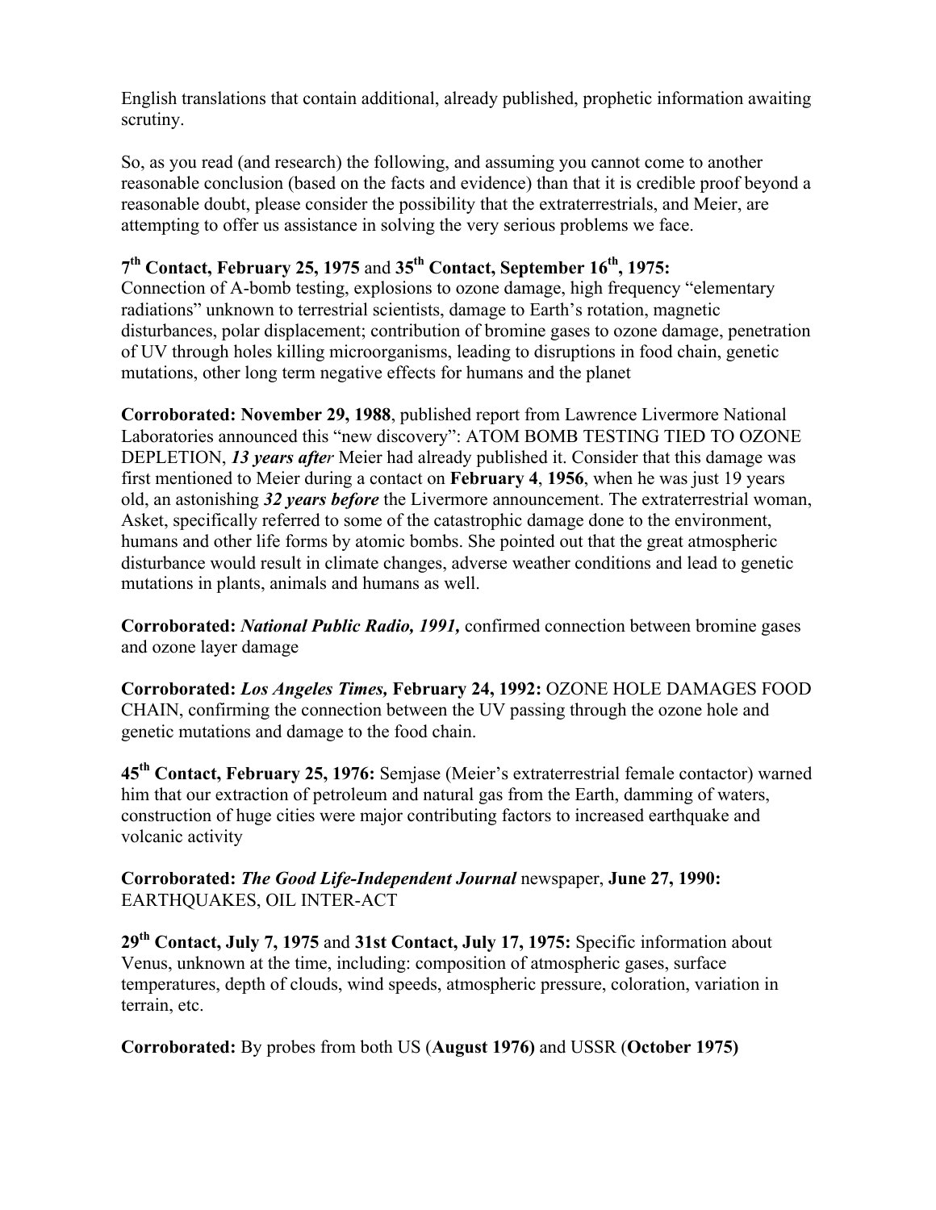English translations that contain additional, already published, prophetic information awaiting scrutiny.

So, as you read (and research) the following, and assuming you cannot come to another reasonable conclusion (based on the facts and evidence) than that it is credible proof beyond a reasonable doubt, please consider the possibility that the extraterrestrials, and Meier, are attempting to offer us assistance in solving the very serious problems we face.

**7th Contact, February 25, 1975** and **35th Contact, September 16th, 1975:**
Connection of A-bomb testing, explosions to ozone damage, high frequency "elementary radiations" unknown to terrestrial scientists, damage to Earth's rotation, magnetic disturbances, polar displacement; contribution of bromine gases to ozone damage, penetration of UV through holes killing microorganisms, leading to disruptions in food chain, genetic mutations, other long term negative effects for humans and the planet

**Corroborated: November 29, 1988**, published report from Lawrence Livermore National Laboratories announced this "new discovery": ATOM BOMB TESTING TIED TO OZONE DEPLETION, ***13 years after*** Meier had already published it. Consider that this damage was first mentioned to Meier during a contact on **February 4**, **1956**, when he was just 19 years old, an astonishing ***32 years before*** the Livermore announcement. The extraterrestrial woman, Asket, specifically referred to some of the catastrophic damage done to the environment, humans and other life forms by atomic bombs. She pointed out that the great atmospheric disturbance would result in climate changes, adverse weather conditions and lead to genetic mutations in plants, animals and humans as well.

**Corroborated:** ***National Public Radio, 1991,*** confirmed connection between bromine gases and ozone layer damage

**Corroborated:** ***Los Angeles Times,*** **February 24, 1992:** OZONE HOLE DAMAGES FOOD CHAIN, confirming the connection between the UV passing through the ozone hole and genetic mutations and damage to the food chain.

**45th Contact, February 25, 1976:** Semjase (Meier's extraterrestrial female contactor) warned him that our extraction of petroleum and natural gas from the Earth, damming of waters, construction of huge cities were major contributing factors to increased earthquake and volcanic activity

**Corroborated:** ***The Good Life-Independent Journal*** newspaper, **June 27, 1990:** EARTHQUAKES, OIL INTER-ACT

**29th Contact, July 7, 1975** and **31st Contact, July 17, 1975:** Specific information about Venus, unknown at the time, including: composition of atmospheric gases, surface temperatures, depth of clouds, wind speeds, atmospheric pressure, coloration, variation in terrain, etc.

**Corroborated:** By probes from both US (**August 1976)** and USSR (**October 1975)**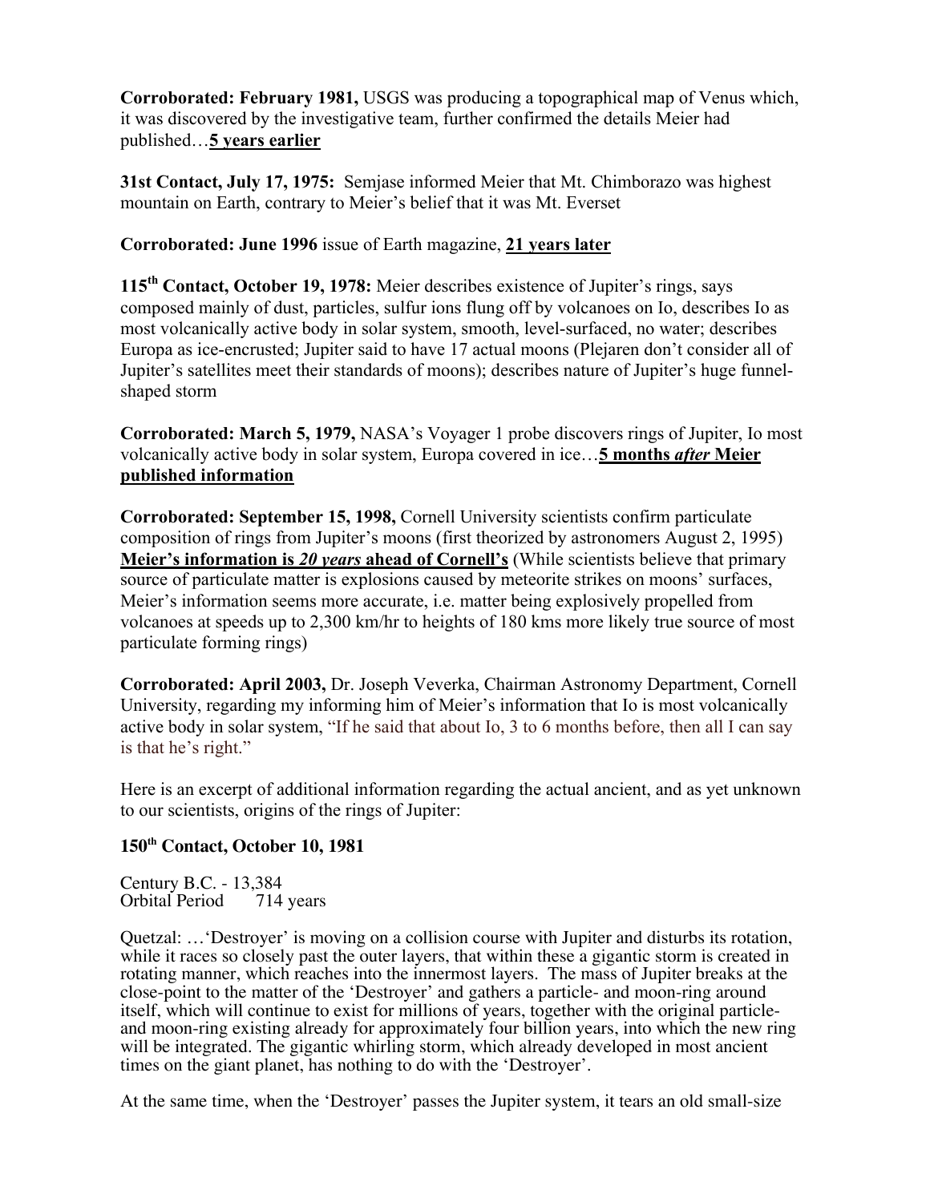**Corroborated: February 1981,** USGS was producing a topographical map of Venus which, it was discovered by the investigative team, further confirmed the details Meier had published…**<u>5 years earlier</u>**

**31st Contact, July 17, 1975:** Semjase informed Meier that Mt. Chimborazo was highest mountain on Earth, contrary to Meier's belief that it was Mt. Everset

**Corroborated: June 1996** issue of Earth magazine, **<u>21 years later</u>**

**115th Contact, October 19, 1978:** Meier describes existence of Jupiter's rings, says composed mainly of dust, particles, sulfur ions flung off by volcanoes on Io, describes Io as most volcanically active body in solar system, smooth, level-surfaced, no water; describes Europa as ice-encrusted; Jupiter said to have 17 actual moons (Plejaren don't consider all of Jupiter's satellites meet their standards of moons); describes nature of Jupiter's huge funnel-shaped storm

**Corroborated: March 5, 1979,** NASA's Voyager 1 probe discovers rings of Jupiter, Io most volcanically active body in solar system, Europa covered in ice…**<u>5 months *after* Meier published information</u>**

**Corroborated: September 15, 1998,** Cornell University scientists confirm particulate composition of rings from Jupiter's moons (first theorized by astronomers August 2, 1995) **<u>Meier's information is *20 years* ahead of Cornell's</u>** (While scientists believe that primary source of particulate matter is explosions caused by meteorite strikes on moons' surfaces, Meier's information seems more accurate, i.e. matter being explosively propelled from volcanoes at speeds up to 2,300 km/hr to heights of 180 kms more likely true source of most particulate forming rings)

**Corroborated: April 2003,** Dr. Joseph Veverka, Chairman Astronomy Department, Cornell University, regarding my informing him of Meier's information that Io is most volcanically active body in solar system, "If he said that about Io, 3 to 6 months before, then all I can say is that he's right."

Here is an excerpt of additional information regarding the actual ancient, and as yet unknown to our scientists, origins of the rings of Jupiter:

**150th Contact, October 10, 1981**

Century B.C. - 13,384
Orbital Period 714 years

Quetzal: …'Destroyer' is moving on a collision course with Jupiter and disturbs its rotation, while it races so closely past the outer layers, that within these a gigantic storm is created in rotating manner, which reaches into the innermost layers. The mass of Jupiter breaks at the close-point to the matter of the 'Destroyer' and gathers a particle- and moon-ring around itself, which will continue to exist for millions of years, together with the original particle- and moon-ring existing already for approximately four billion years, into which the new ring will be integrated. The gigantic whirling storm, which already developed in most ancient times on the giant planet, has nothing to do with the 'Destroyer'.

At the same time, when the 'Destroyer' passes the Jupiter system, it tears an old small-size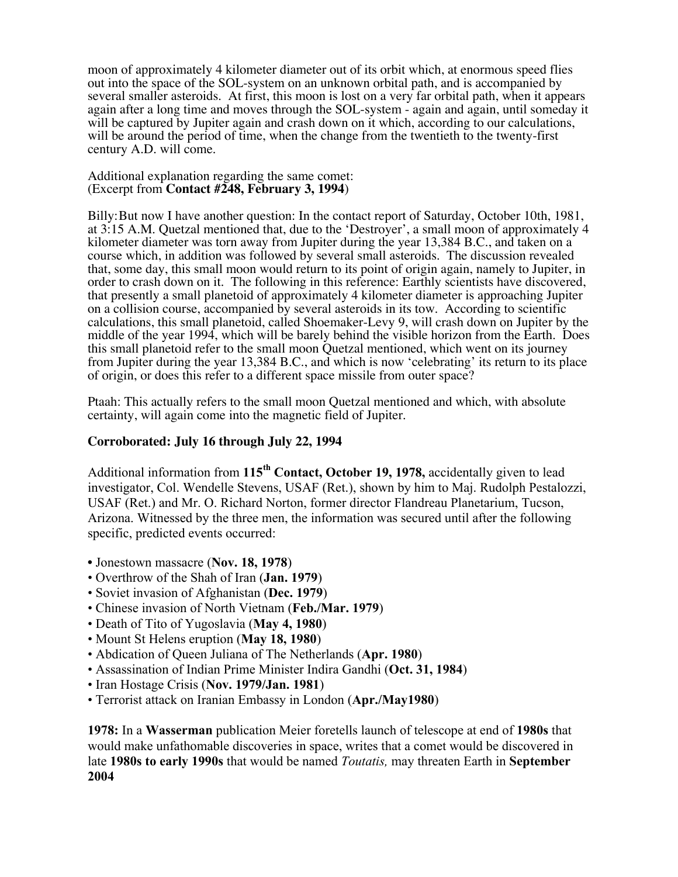moon of approximately 4 kilometer diameter out of its orbit which, at enormous speed flies out into the space of the SOL-system on an unknown orbital path, and is accompanied by several smaller asteroids. At first, this moon is lost on a very far orbital path, when it appears again after a long time and moves through the SOL-system - again and again, until someday it will be captured by Jupiter again and crash down on it which, according to our calculations, will be around the period of time, when the change from the twentieth to the twenty-first century A.D. will come.

Additional explanation regarding the same comet:
(Excerpt from **Contact #248, February 3, 1994**)

Billy: But now I have another question: In the contact report of Saturday, October 10th, 1981, at 3:15 A.M. Quetzal mentioned that, due to the 'Destroyer', a small moon of approximately 4 kilometer diameter was torn away from Jupiter during the year 13,384 B.C., and taken on a course which, in addition was followed by several small asteroids. The discussion revealed that, some day, this small moon would return to its point of origin again, namely to Jupiter, in order to crash down on it. The following in this reference: Earthly scientists have discovered, that presently a small planetoid of approximately 4 kilometer diameter is approaching Jupiter on a collision course, accompanied by several asteroids in its tow. According to scientific calculations, this small planetoid, called Shoemaker-Levy 9, will crash down on Jupiter by the middle of the year 1994, which will be barely behind the visible horizon from the Earth. Does this small planetoid refer to the small moon Quetzal mentioned, which went on its journey from Jupiter during the year 13,384 B.C., and which is now 'celebrating' its return to its place of origin, or does this refer to a different space missile from outer space?

Ptaah: This actually refers to the small moon Quetzal mentioned and which, with absolute certainty, will again come into the magnetic field of Jupiter.

**Corroborated: July 16 through July 22, 1994**

Additional information from **115th Contact, October 19, 1978,** accidentally given to lead investigator, Col. Wendelle Stevens, USAF (Ret.), shown by him to Maj. Rudolph Pestalozzi, USAF (Ret.) and Mr. O. Richard Norton, former director Flandreau Planetarium, Tucson, Arizona. Witnessed by the three men, the information was secured until after the following specific, predicted events occurred:

- Jonestown massacre (**Nov. 18, 1978**)
- Overthrow of the Shah of Iran (**Jan. 1979**)
- Soviet invasion of Afghanistan (**Dec. 1979**)
- Chinese invasion of North Vietnam (**Feb./Mar. 1979**)
- Death of Tito of Yugoslavia (**May 4, 1980**)
- Mount St Helens eruption (**May 18, 1980**)
- Abdication of Queen Juliana of The Netherlands (**Apr. 1980**)
- Assassination of Indian Prime Minister Indira Gandhi (**Oct. 31, 1984**)
- Iran Hostage Crisis (**Nov. 1979/Jan. 1981**)
- Terrorist attack on Iranian Embassy in London (**Apr./May1980**)

**1978:** In a **Wasserman** publication Meier foretells launch of telescope at end of **1980s** that would make unfathomable discoveries in space, writes that a comet would be discovered in late **1980s to early 1990s** that would be named *Toutatis,* may threaten Earth in **September 2004**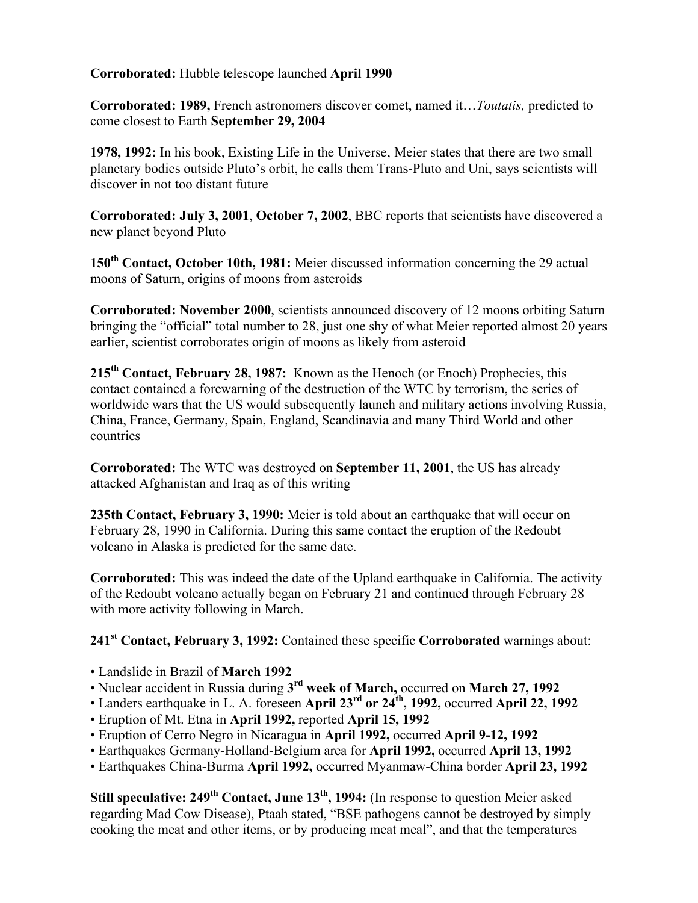**Corroborated:** Hubble telescope launched **April 1990**

**Corroborated: 1989,** French astronomers discover comet, named it…*Toutatis,* predicted to come closest to Earth **September 29, 2004**

**1978, 1992:** In his book, Existing Life in the Universe, Meier states that there are two small planetary bodies outside Pluto's orbit, he calls them Trans-Pluto and Uni, says scientists will discover in not too distant future

**Corroborated: July 3, 2001**, **October 7, 2002**, BBC reports that scientists have discovered a new planet beyond Pluto

**150th Contact, October 10th, 1981:** Meier discussed information concerning the 29 actual moons of Saturn, origins of moons from asteroids

**Corroborated: November 2000**, scientists announced discovery of 12 moons orbiting Saturn bringing the "official" total number to 28, just one shy of what Meier reported almost 20 years earlier, scientist corroborates origin of moons as likely from asteroid

**215th Contact, February 28, 1987:** Known as the Henoch (or Enoch) Prophecies, this contact contained a forewarning of the destruction of the WTC by terrorism, the series of worldwide wars that the US would subsequently launch and military actions involving Russia, China, France, Germany, Spain, England, Scandinavia and many Third World and other countries

**Corroborated:** The WTC was destroyed on **September 11, 2001**, the US has already attacked Afghanistan and Iraq as of this writing

**235th Contact, February 3, 1990:** Meier is told about an earthquake that will occur on February 28, 1990 in California. During this same contact the eruption of the Redoubt volcano in Alaska is predicted for the same date.

**Corroborated:** This was indeed the date of the Upland earthquake in California. The activity of the Redoubt volcano actually began on February 21 and continued through February 28 with more activity following in March.

**241st Contact, February 3, 1992:** Contained these specific **Corroborated** warnings about:

- Landslide in Brazil of **March 1992**
- Nuclear accident in Russia during **3rd week of March,** occurred on **March 27, 1992**
- Landers earthquake in L. A. foreseen **April 23rd or 24th, 1992,** occurred **April 22, 1992**
- Eruption of Mt. Etna in **April 1992,** reported **April 15, 1992**
- Eruption of Cerro Negro in Nicaragua in **April 1992,** occurred **April 9-12, 1992**
- Earthquakes Germany-Holland-Belgium area for **April 1992,** occurred **April 13, 1992**
- Earthquakes China-Burma **April 1992,** occurred Myanmaw-China border **April 23, 1992**

**Still speculative: 249th Contact, June 13th, 1994:** (In response to question Meier asked regarding Mad Cow Disease), Ptaah stated, "BSE pathogens cannot be destroyed by simply cooking the meat and other items, or by producing meat meal", and that the temperatures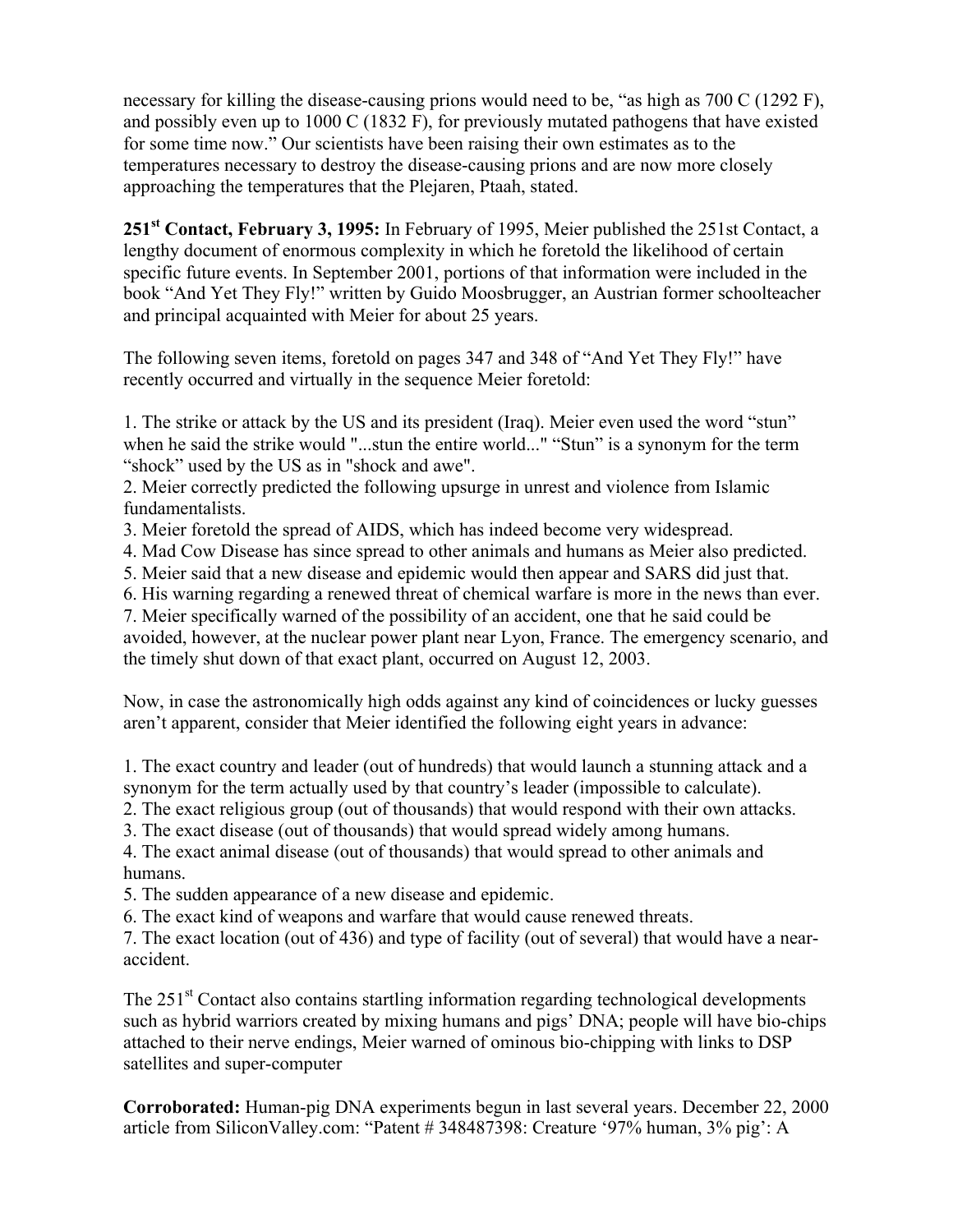necessary for killing the disease-causing prions would need to be, "as high as 700 C (1292 F), and possibly even up to 1000 C (1832 F), for previously mutated pathogens that have existed for some time now." Our scientists have been raising their own estimates as to the temperatures necessary to destroy the disease-causing prions and are now more closely approaching the temperatures that the Plejaren, Ptaah, stated.

**251st Contact, February 3, 1995:** In February of 1995, Meier published the 251st Contact, a lengthy document of enormous complexity in which he foretold the likelihood of certain specific future events. In September 2001, portions of that information were included in the book "And Yet They Fly!" written by Guido Moosbrugger, an Austrian former schoolteacher and principal acquainted with Meier for about 25 years.

The following seven items, foretold on pages 347 and 348 of "And Yet They Fly!" have recently occurred and virtually in the sequence Meier foretold:

1. The strike or attack by the US and its president (Iraq). Meier even used the word "stun" when he said the strike would "...stun the entire world..." "Stun" is a synonym for the term "shock" used by the US as in "shock and awe".
2. Meier correctly predicted the following upsurge in unrest and violence from Islamic fundamentalists.
3. Meier foretold the spread of AIDS, which has indeed become very widespread.
4. Mad Cow Disease has since spread to other animals and humans as Meier also predicted.
5. Meier said that a new disease and epidemic would then appear and SARS did just that.
6. His warning regarding a renewed threat of chemical warfare is more in the news than ever.
7. Meier specifically warned of the possibility of an accident, one that he said could be avoided, however, at the nuclear power plant near Lyon, France. The emergency scenario, and the timely shut down of that exact plant, occurred on August 12, 2003.

Now, in case the astronomically high odds against any kind of coincidences or lucky guesses aren't apparent, consider that Meier identified the following eight years in advance:

1. The exact country and leader (out of hundreds) that would launch a stunning attack and a synonym for the term actually used by that country's leader (impossible to calculate).
2. The exact religious group (out of thousands) that would respond with their own attacks.
3. The exact disease (out of thousands) that would spread widely among humans.
4. The exact animal disease (out of thousands) that would spread to other animals and humans.
5. The sudden appearance of a new disease and epidemic.
6. The exact kind of weapons and warfare that would cause renewed threats.
7. The exact location (out of 436) and type of facility (out of several) that would have a near-accident.

The 251st Contact also contains startling information regarding technological developments such as hybrid warriors created by mixing humans and pigs' DNA; people will have bio-chips attached to their nerve endings, Meier warned of ominous bio-chipping with links to DSP satellites and super-computer

**Corroborated:** Human-pig DNA experiments begun in last several years. December 22, 2000 article from SiliconValley.com: "Patent # 348487398: Creature '97% human, 3% pig': A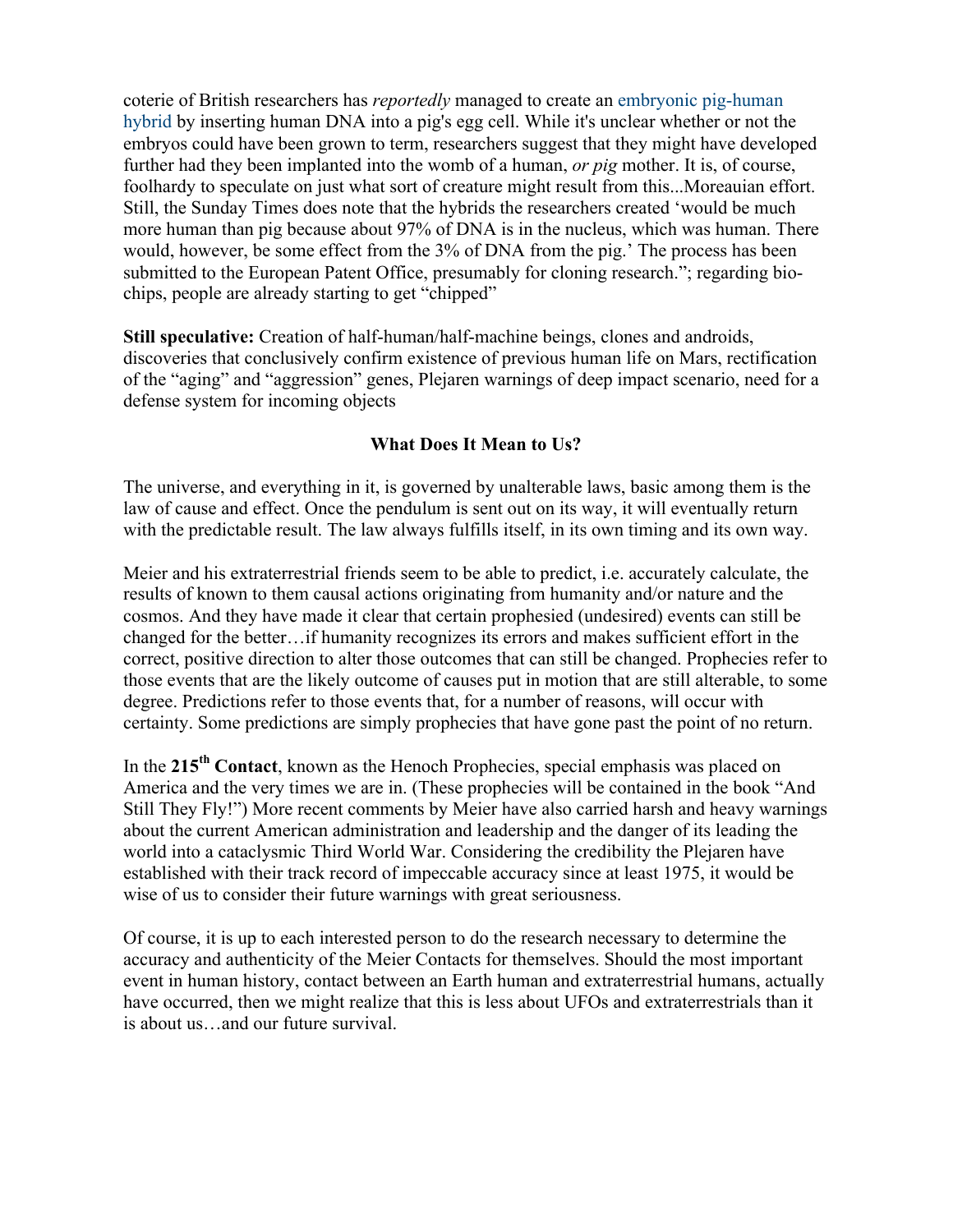coterie of British researchers has *reportedly* managed to create an embryonic pig-human hybrid by inserting human DNA into a pig's egg cell. While it's unclear whether or not the embryos could have been grown to term, researchers suggest that they might have developed further had they been implanted into the womb of a human, *or pig* mother. It is, of course, foolhardy to speculate on just what sort of creature might result from this...Moreauian effort. Still, the Sunday Times does note that the hybrids the researchers created 'would be much more human than pig because about 97% of DNA is in the nucleus, which was human. There would, however, be some effect from the 3% of DNA from the pig.' The process has been submitted to the European Patent Office, presumably for cloning research."; regarding bio-chips, people are already starting to get "chipped"

**Still speculative:** Creation of half-human/half-machine beings, clones and androids, discoveries that conclusively confirm existence of previous human life on Mars, rectification of the "aging" and "aggression" genes, Plejaren warnings of deep impact scenario, need for a defense system for incoming objects

## What Does It Mean to Us?

The universe, and everything in it, is governed by unalterable laws, basic among them is the law of cause and effect. Once the pendulum is sent out on its way, it will eventually return with the predictable result. The law always fulfills itself, in its own timing and its own way.

Meier and his extraterrestrial friends seem to be able to predict, i.e. accurately calculate, the results of known to them causal actions originating from humanity and/or nature and the cosmos. And they have made it clear that certain prophesied (undesired) events can still be changed for the better…if humanity recognizes its errors and makes sufficient effort in the correct, positive direction to alter those outcomes that can still be changed. Prophecies refer to those events that are the likely outcome of causes put in motion that are still alterable, to some degree. Predictions refer to those events that, for a number of reasons, will occur with certainty. Some predictions are simply prophecies that have gone past the point of no return.

In the **215th Contact**, known as the Henoch Prophecies, special emphasis was placed on America and the very times we are in. (These prophecies will be contained in the book "And Still They Fly!") More recent comments by Meier have also carried harsh and heavy warnings about the current American administration and leadership and the danger of its leading the world into a cataclysmic Third World War. Considering the credibility the Plejaren have established with their track record of impeccable accuracy since at least 1975, it would be wise of us to consider their future warnings with great seriousness.

Of course, it is up to each interested person to do the research necessary to determine the accuracy and authenticity of the Meier Contacts for themselves. Should the most important event in human history, contact between an Earth human and extraterrestrial humans, actually have occurred, then we might realize that this is less about UFOs and extraterrestrials than it is about us…and our future survival.